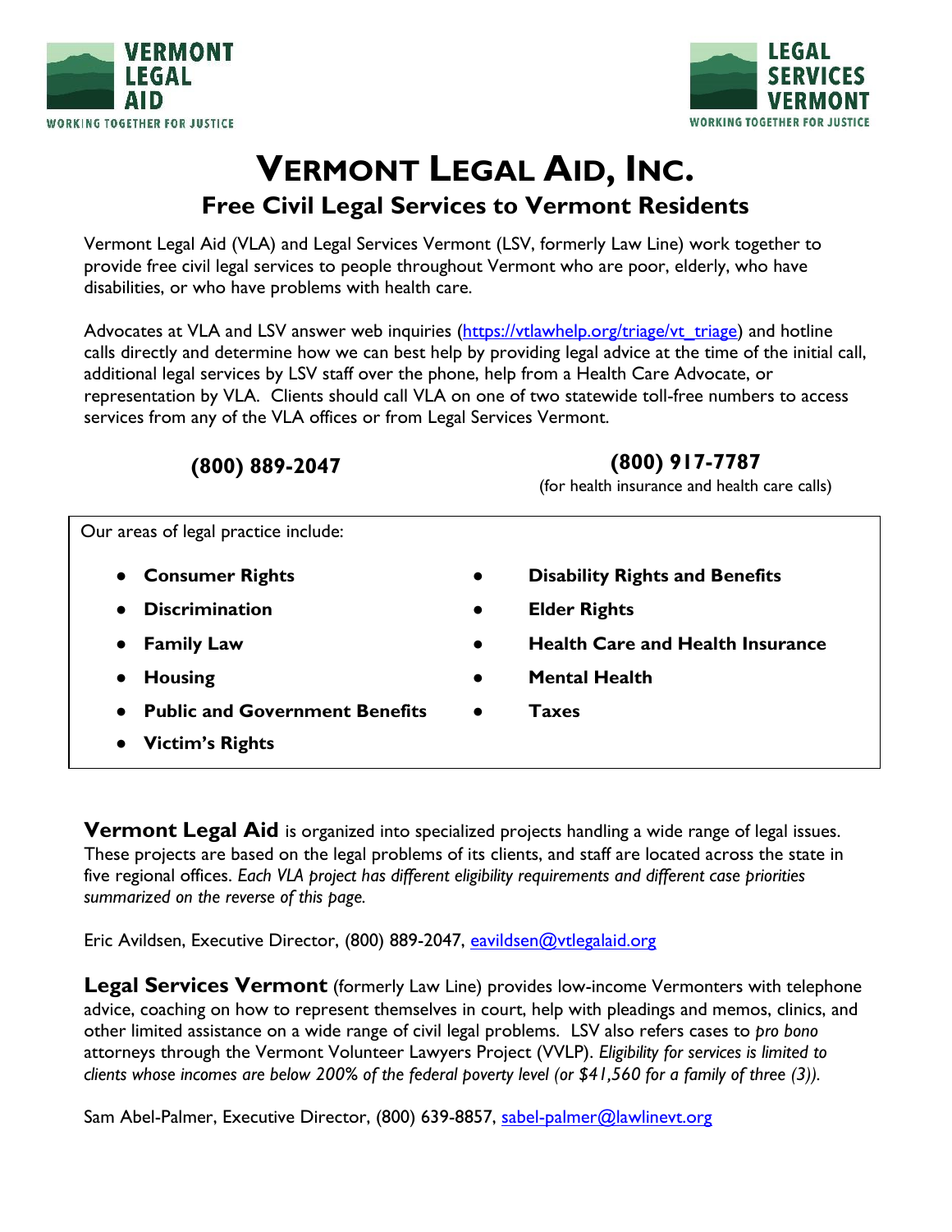VERMONT LEGAL AID
WORKING TOGETHER FOR JUSTICE

LEGAL SERVICES VERMONT
WORKING TOGETHER FOR JUSTICE

# VERMONT LEGAL AID, INC.

## Free Civil Legal Services to Vermont Residents

Vermont Legal Aid (VLA) and Legal Services Vermont (LSV, formerly Law Line) work together to provide free civil legal services to people throughout Vermont who are poor, elderly, who have disabilities, or who have problems with health care.

Advocates at VLA and LSV answer web inquiries (https://vtlawhelp.org/triage/vt_triage) and hotline calls directly and determine how we can best help by providing legal advice at the time of the initial call, additional legal services by LSV staff over the phone, help from a Health Care Advocate, or representation by VLA. Clients should call VLA on one of two statewide toll-free numbers to access services from any of the VLA offices or from Legal Services Vermont.

**(800) 889-2047**

**(800) 917-7787**
(for health insurance and health care calls)

Our areas of legal practice include:

- **Consumer Rights**
- **Discrimination**
- **Family Law**
- **Housing**
- **Public and Government Benefits**
- **Victim's Rights**
- **Disability Rights and Benefits**
- **Elder Rights**
- **Health Care and Health Insurance**
- **Mental Health**
- **Taxes**

**Vermont Legal Aid** is organized into specialized projects handling a wide range of legal issues. These projects are based on the legal problems of its clients, and staff are located across the state in five regional offices. *Each VLA project has different eligibility requirements and different case priorities summarized on the reverse of this page.*

Eric Avildsen, Executive Director, (800) 889-2047, eavildsen@vtlegalaid.org

**Legal Services Vermont** (formerly Law Line) provides low-income Vermonters with telephone advice, coaching on how to represent themselves in court, help with pleadings and memos, clinics, and other limited assistance on a wide range of civil legal problems. LSV also refers cases to *pro bono* attorneys through the Vermont Volunteer Lawyers Project (VVLP). *Eligibility for services is limited to clients whose incomes are below 200% of the federal poverty level (or $41,560 for a family of three (3)).*

Sam Abel-Palmer, Executive Director, (800) 639-8857, sabel-palmer@lawlinevt.org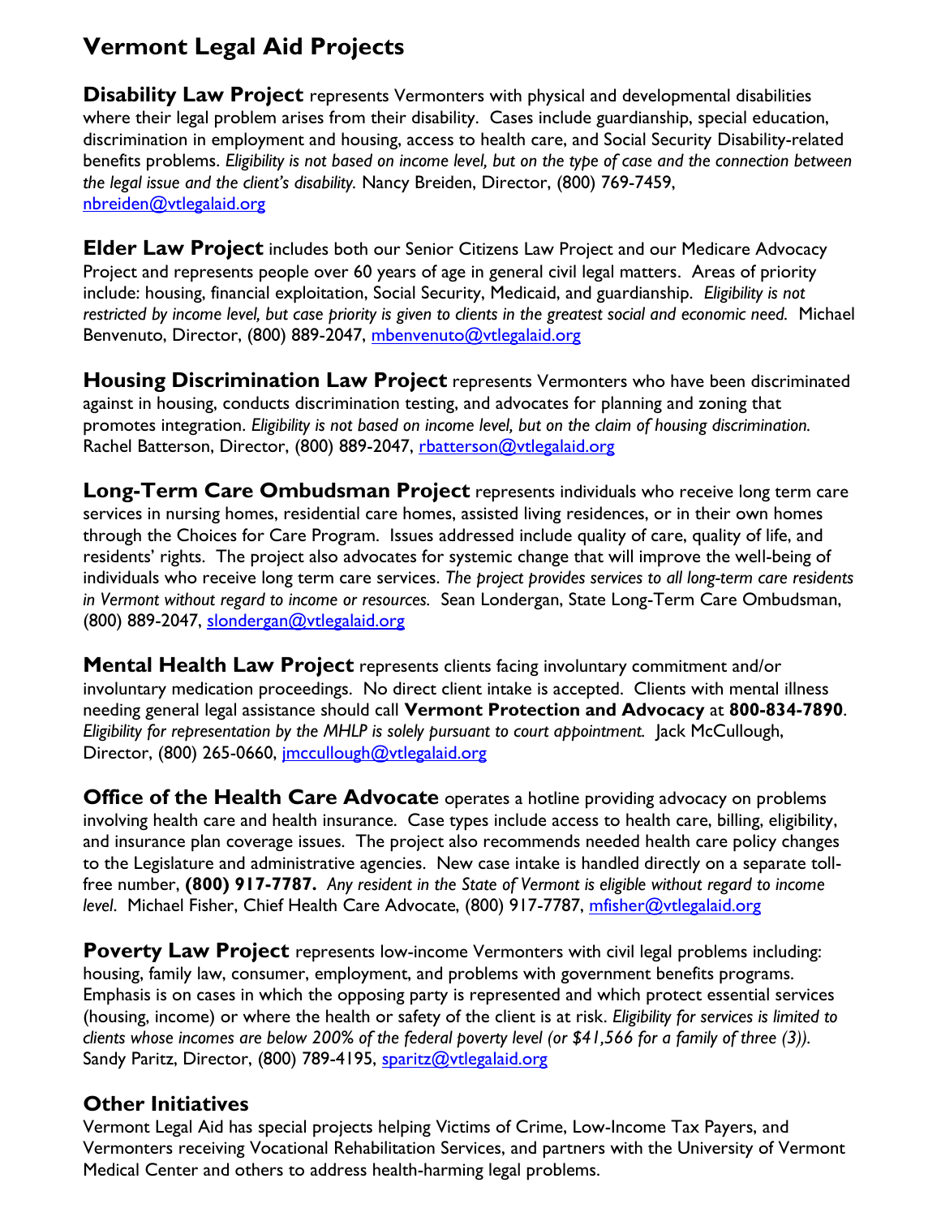# Vermont Legal Aid Projects

**Disability Law Project** represents Vermonters with physical and developmental disabilities where their legal problem arises from their disability. Cases include guardianship, special education, discrimination in employment and housing, access to health care, and Social Security Disability-related benefits problems. *Eligibility is not based on income level, but on the type of case and the connection between the legal issue and the client's disability.* Nancy Breiden, Director, (800) 769-7459, nbreiden@vtlegalaid.org

**Elder Law Project** includes both our Senior Citizens Law Project and our Medicare Advocacy Project and represents people over 60 years of age in general civil legal matters. Areas of priority include: housing, financial exploitation, Social Security, Medicaid, and guardianship. *Eligibility is not restricted by income level, but case priority is given to clients in the greatest social and economic need.* Michael Benvenuto, Director, (800) 889-2047, mbenvenuto@vtlegalaid.org

**Housing Discrimination Law Project** represents Vermonters who have been discriminated against in housing, conducts discrimination testing, and advocates for planning and zoning that promotes integration. *Eligibility is not based on income level, but on the claim of housing discrimination.* Rachel Batterson, Director, (800) 889-2047, rbatterson@vtlegalaid.org

**Long-Term Care Ombudsman Project** represents individuals who receive long term care services in nursing homes, residential care homes, assisted living residences, or in their own homes through the Choices for Care Program. Issues addressed include quality of care, quality of life, and residents' rights. The project also advocates for systemic change that will improve the well-being of individuals who receive long term care services. *The project provides services to all long-term care residents in Vermont without regard to income or resources.* Sean Londergan, State Long-Term Care Ombudsman, (800) 889-2047, slondergan@vtlegalaid.org

**Mental Health Law Project** represents clients facing involuntary commitment and/or involuntary medication proceedings. No direct client intake is accepted. Clients with mental illness needing general legal assistance should call **Vermont Protection and Advocacy** at **800-834-7890**. *Eligibility for representation by the MHLP is solely pursuant to court appointment.* Jack McCullough, Director, (800) 265-0660, jmccullough@vtlegalaid.org

**Office of the Health Care Advocate** operates a hotline providing advocacy on problems involving health care and health insurance. Case types include access to health care, billing, eligibility, and insurance plan coverage issues. The project also recommends needed health care policy changes to the Legislature and administrative agencies. New case intake is handled directly on a separate toll-free number, **(800) 917-7787.** *Any resident in the State of Vermont is eligible without regard to income level*. Michael Fisher, Chief Health Care Advocate, (800) 917-7787, mfisher@vtlegalaid.org

**Poverty Law Project** represents low-income Vermonters with civil legal problems including: housing, family law, consumer, employment, and problems with government benefits programs. Emphasis is on cases in which the opposing party is represented and which protect essential services (housing, income) or where the health or safety of the client is at risk. *Eligibility for services is limited to clients whose incomes are below 200% of the federal poverty level (or $41,566 for a family of three (3)).* Sandy Paritz, Director, (800) 789-4195, sparitz@vtlegalaid.org

## Other Initiatives

Vermont Legal Aid has special projects helping Victims of Crime, Low-Income Tax Payers, and Vermonters receiving Vocational Rehabilitation Services, and partners with the University of Vermont Medical Center and others to address health-harming legal problems.